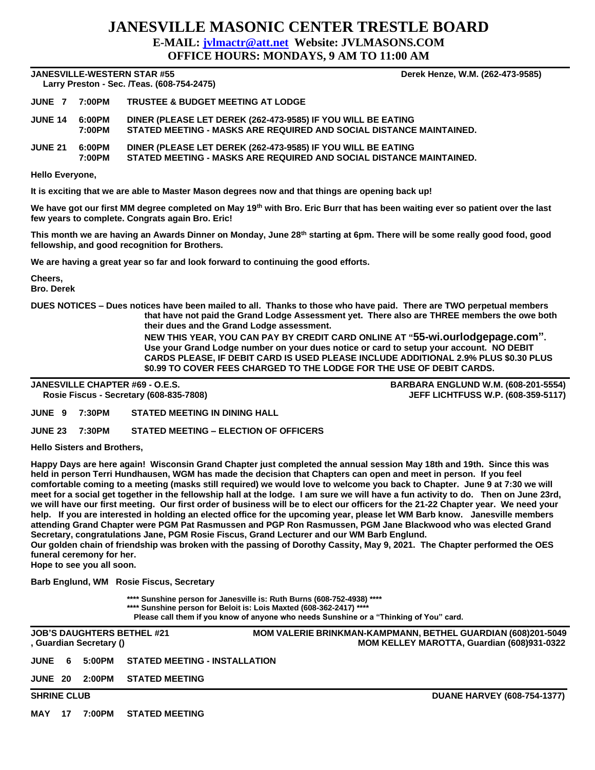# JANESVILLE MASONIC CENTER TRESTLE BOARD

**E-MAIL: jvlmactr@att.net Website: JVLMASONS.COM**

**OFFICE HOURS: MONDAYS, 9 AM TO 11:00 AM**

---

**JANESVILLE-WESTERN STAR #55** — **Derek Henze, W.M. (262-473-9585)**
**Larry Preston - Sec. /Teas. (608-754-2475)**

| | | |
|---|---|---|
| **JUNE 7** | **7:00PM** | **TRUSTEE & BUDGET MEETING AT LODGE** |
| **JUNE 14** | **6:00PM** | **DINER (PLEASE LET DEREK (262-473-9585) IF YOU WILL BE EATING** |
| | **7:00PM** | **STATED MEETING - MASKS ARE REQUIRED AND SOCIAL DISTANCE MAINTAINED.** |
| **JUNE 21** | **6:00PM** | **DINER (PLEASE LET DEREK (262-473-9585) IF YOU WILL BE EATING** |
| | **7:00PM** | **STATED MEETING - MASKS ARE REQUIRED AND SOCIAL DISTANCE MAINTAINED.** |

**Hello Everyone,**

**It is exciting that we are able to Master Mason degrees now and that things are opening back up!**

**We have got our first MM degree completed on May 19th with Bro. Eric Burr that has been waiting ever so patient over the last few years to complete. Congrats again Bro. Eric!**

**This month we are having an Awards Dinner on Monday, June 28th starting at 6pm. There will be some really good food, good fellowship, and good recognition for Brothers.**

**We are having a great year so far and look forward to continuing the good efforts.**

**Cheers,**
**Bro. Derek**

**DUES NOTICES – Dues notices have been mailed to all. Thanks to those who have paid. There are TWO perpetual members that have not paid the Grand Lodge Assessment yet. There also are THREE members the owe both their dues and the Grand Lodge assessment.**

**NEW THIS YEAR, YOU CAN PAY BY CREDIT CARD ONLINE AT "55-wi.ourlodgepage.com". Use your Grand Lodge number on your dues notice or card to setup your account. NO DEBIT CARDS PLEASE, IF DEBIT CARD IS USED PLEASE INCLUDE ADDITIONAL 2.9% PLUS $0.30 PLUS $0.99 TO COVER FEES CHARGED TO THE LODGE FOR THE USE OF DEBIT CARDS.**

---

**JANESVILLE CHAPTER #69 - O.E.S.** — **BARBARA ENGLUND W.M. (608-201-5554)**
**Rosie Fiscus - Secretary (608-835-7808)** — **JEFF LICHTFUSS W.P. (608-359-5117)**

| | | |
|---|---|---|
| **JUNE 9** | **7:30PM** | **STATED MEETING IN DINING HALL** |
| **JUNE 23** | **7:30PM** | **STATED MEETING – ELECTION OF OFFICERS** |

**Hello Sisters and Brothers,**

**Happy Days are here again! Wisconsin Grand Chapter just completed the annual session May 18th and 19th. Since this was held in person Terri Hundhausen, WGM has made the decision that Chapters can open and meet in person. If you feel comfortable coming to a meeting (masks still required) we would love to welcome you back to Chapter. June 9 at 7:30 we will meet for a social get together in the fellowship hall at the lodge. I am sure we will have a fun activity to do. Then on June 23rd, we will have our first meeting. Our first order of business will be to elect our officers for the 21-22 Chapter year. We need your help. If you are interested in holding an elected office for the upcoming year, please let WM Barb know. Janesville members attending Grand Chapter were PGM Pat Rasmussen and PGP Ron Rasmussen, PGM Jane Blackwood who was elected Grand Secretary, congratulations Jane, PGM Rosie Fiscus, Grand Lecturer and our WM Barb Englund.**
**Our golden chain of friendship was broken with the passing of Dorothy Cassity, May 9, 2021. The Chapter performed the OES funeral ceremony for her.**
**Hope to see you all soon.**

**Barb Englund, WM Rosie Fiscus, Secretary**

**\*\*\*\* Sunshine person for Janesville is: Ruth Burns (608-752-4938) \*\*\*\***
**\*\*\*\* Sunshine person for Beloit is: Lois Maxted (608-362-2417) \*\*\*\***
**Please call them if you know of anyone who needs Sunshine or a "Thinking of You" card.**

---

**JOB'S DAUGHTERS BETHEL #21** — **MOM VALERIE BRINKMAN-KAMPMANN, BETHEL GUARDIAN (608)201-5049**
**, Guardian Secretary ()** — **MOM KELLEY MAROTTA, Guardian (608)931-0322**

| | | |
|---|---|---|
| **JUNE 6** | **5:00PM** | **STATED MEETING - INSTALLATION** |
| **JUNE 20** | **2:00PM** | **STATED MEETING** |

---

**SHRINE CLUB** — **DUANE HARVEY (608-754-1377)**

| | | |
|---|---|---|
| **MAY 17** | **7:00PM** | **STATED MEETING** |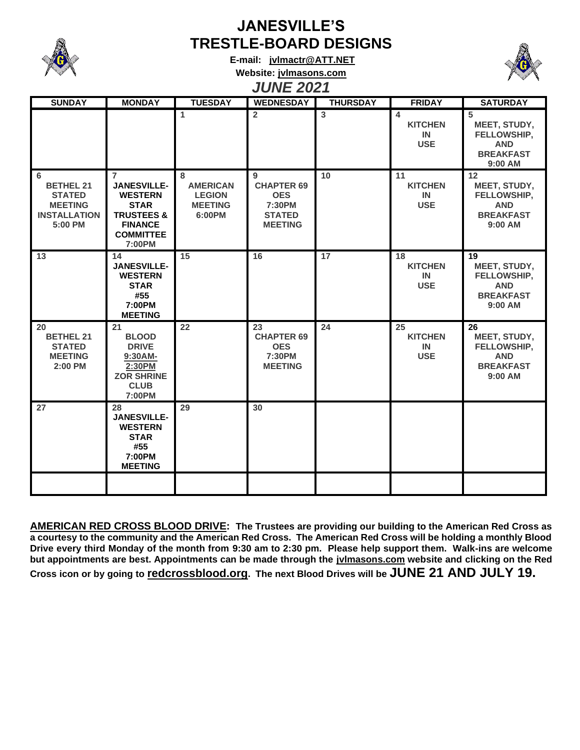# JANESVILLE'S TRESTLE-BOARD DESIGNS

**E-mail: jvlmactr@ATT.NET**

**Website: jvlmasons.com**

## *JUNE 2021*

| SUNDAY | MONDAY | TUESDAY | WEDNESDAY | THURSDAY | FRIDAY | SATURDAY |
|---|---|---|---|---|---|---|
| | | 1 | 2 | 3 | 4 KITCHEN IN USE | 5 MEET, STUDY, FELLOWSHIP, AND BREAKFAST 9:00 AM |
| 6 BETHEL 21 STATED MEETING INSTALLATION 5:00 PM | 7 JANESVILLE-WESTERN STAR TRUSTEES & FINANCE COMMITTEE 7:00PM | 8 AMERICAN LEGION MEETING 6:00PM | 9 CHAPTER 69 OES 7:30PM STATED MEETING | 10 | 11 KITCHEN IN USE | 12 MEET, STUDY, FELLOWSHIP, AND BREAKFAST 9:00 AM |
| 13 | 14 JANESVILLE-WESTERN STAR #55 7:00PM MEETING | 15 | 16 | 17 | 18 KITCHEN IN USE | 19 MEET, STUDY, FELLOWSHIP, AND BREAKFAST 9:00 AM |
| 20 BETHEL 21 STATED MEETING 2:00 PM | 21 BLOOD DRIVE 9:30AM-2:30PM ZOR SHRINE CLUB 7:00PM | 22 | 23 CHAPTER 69 OES 7:30PM MEETING | 24 | 25 KITCHEN IN USE | 26 MEET, STUDY, FELLOWSHIP, AND BREAKFAST 9:00 AM |
| 27 | 28 JANESVILLE-WESTERN STAR #55 7:00PM MEETING | 29 | 30 | | | |
| | | | | | | |

**AMERICAN RED CROSS BLOOD DRIVE: The Trustees are providing our building to the American Red Cross as a courtesy to the community and the American Red Cross. The American Red Cross will be holding a monthly Blood Drive every third Monday of the month from 9:30 am to 2:30 pm. Please help support them. Walk-ins are welcome but appointments are best. Appointments can be made through the jvlmasons.com website and clicking on the Red Cross icon or by going to redcrossblood.org. The next Blood Drives will be JUNE 21 AND JULY 19.**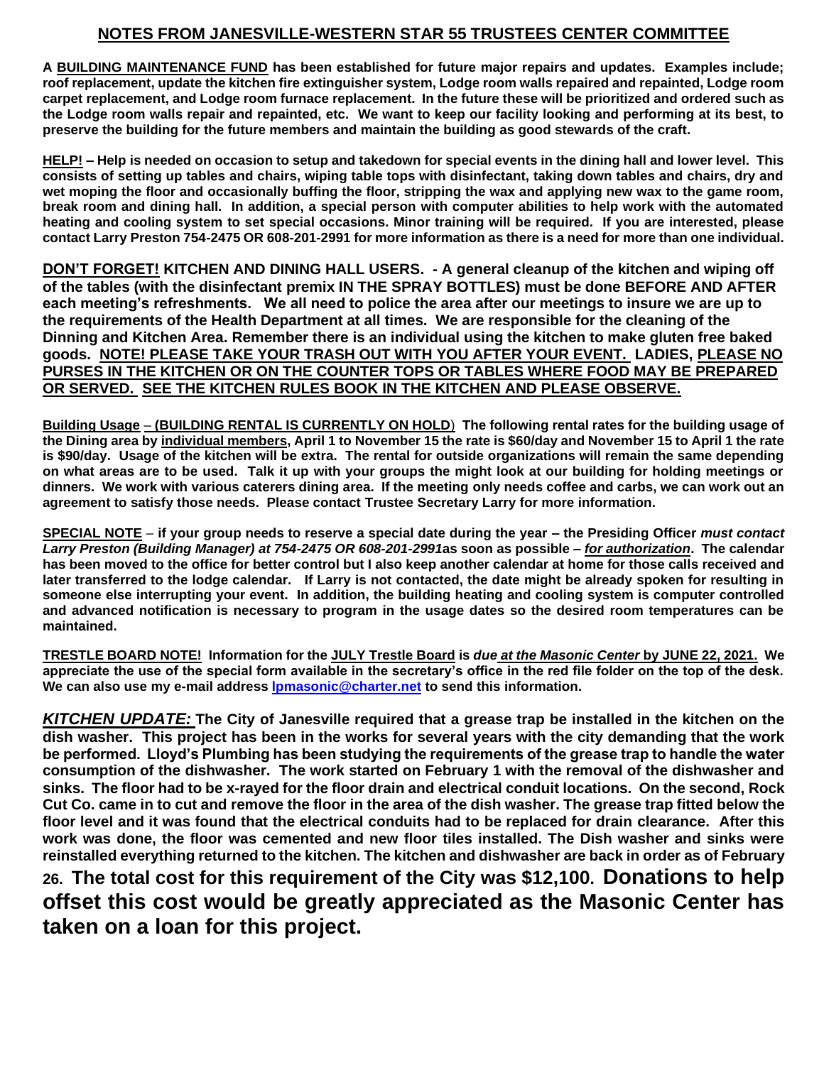## NOTES FROM JANESVILLE-WESTERN STAR 55 TRUSTEES CENTER COMMITTEE

**A BUILDING MAINTENANCE FUND has been established for future major repairs and updates. Examples include; roof replacement, update the kitchen fire extinguisher system, Lodge room walls repaired and repainted, Lodge room carpet replacement, and Lodge room furnace replacement. In the future these will be prioritized and ordered such as the Lodge room walls repair and repainted, etc. We want to keep our facility looking and performing at its best, to preserve the building for the future members and maintain the building as good stewards of the craft.**

**HELP! – Help is needed on occasion to setup and takedown for special events in the dining hall and lower level. This consists of setting up tables and chairs, wiping table tops with disinfectant, taking down tables and chairs, dry and wet moping the floor and occasionally buffing the floor, stripping the wax and applying new wax to the game room, break room and dining hall. In addition, a special person with computer abilities to help work with the automated heating and cooling system to set special occasions. Minor training will be required. If you are interested, please contact Larry Preston 754-2475 OR 608-201-2991 for more information as there is a need for more than one individual.**

**DON'T FORGET! KITCHEN AND DINING HALL USERS. - A general cleanup of the kitchen and wiping off of the tables (with the disinfectant premix IN THE SPRAY BOTTLES) must be done BEFORE AND AFTER each meeting's refreshments. We all need to police the area after our meetings to insure we are up to the requirements of the Health Department at all times. We are responsible for the cleaning of the Dinning and Kitchen Area. Remember there is an individual using the kitchen to make gluten free baked goods. NOTE! PLEASE TAKE YOUR TRASH OUT WITH YOU AFTER YOUR EVENT. LADIES, PLEASE NO PURSES IN THE KITCHEN OR ON THE COUNTER TOPS OR TABLES WHERE FOOD MAY BE PREPARED OR SERVED. SEE THE KITCHEN RULES BOOK IN THE KITCHEN AND PLEASE OBSERVE.**

**Building Usage – (BUILDING RENTAL IS CURRENTLY ON HOLD) The following rental rates for the building usage of the Dining area by individual members, April 1 to November 15 the rate is $60/day and November 15 to April 1 the rate is $90/day. Usage of the kitchen will be extra. The rental for outside organizations will remain the same depending on what areas are to be used. Talk it up with your groups the might look at our building for holding meetings or dinners. We work with various caterers dining area. If the meeting only needs coffee and carbs, we can work out an agreement to satisfy those needs. Please contact Trustee Secretary Larry for more information.**

**SPECIAL NOTE – if your group needs to reserve a special date during the year – the Presiding Officer *must contact Larry Preston (Building Manager) at 754-2475 OR 608-201-2991*as soon as possible – *for authorization*. The calendar has been moved to the office for better control but I also keep another calendar at home for those calls received and later transferred to the lodge calendar. If Larry is not contacted, the date might be already spoken for resulting in someone else interrupting your event. In addition, the building heating and cooling system is computer controlled and advanced notification is necessary to program in the usage dates so the desired room temperatures can be maintained.**

**TRESTLE BOARD NOTE! Information for the JULY Trestle Board is *due at the Masonic Center* by JUNE 22, 2021. We appreciate the use of the special form available in the secretary's office in the red file folder on the top of the desk. We can also use my e-mail address lpmasonic@charter.net to send this information.**

***KITCHEN UPDATE:* The City of Janesville required that a grease trap be installed in the kitchen on the dish washer. This project has been in the works for several years with the city demanding that the work be performed. Lloyd's Plumbing has been studying the requirements of the grease trap to handle the water consumption of the dishwasher. The work started on February 1 with the removal of the dishwasher and sinks. The floor had to be x-rayed for the floor drain and electrical conduit locations. On the second, Rock Cut Co. came in to cut and remove the floor in the area of the dish washer. The grease trap fitted below the floor level and it was found that the electrical conduits had to be replaced for drain clearance. After this work was done, the floor was cemented and new floor tiles installed. The Dish washer and sinks were reinstalled everything returned to the kitchen. The kitchen and dishwasher are back in order as of February 26. The total cost for this requirement of the City was $12,100. Donations to help offset this cost would be greatly appreciated as the Masonic Center has taken on a loan for this project.**